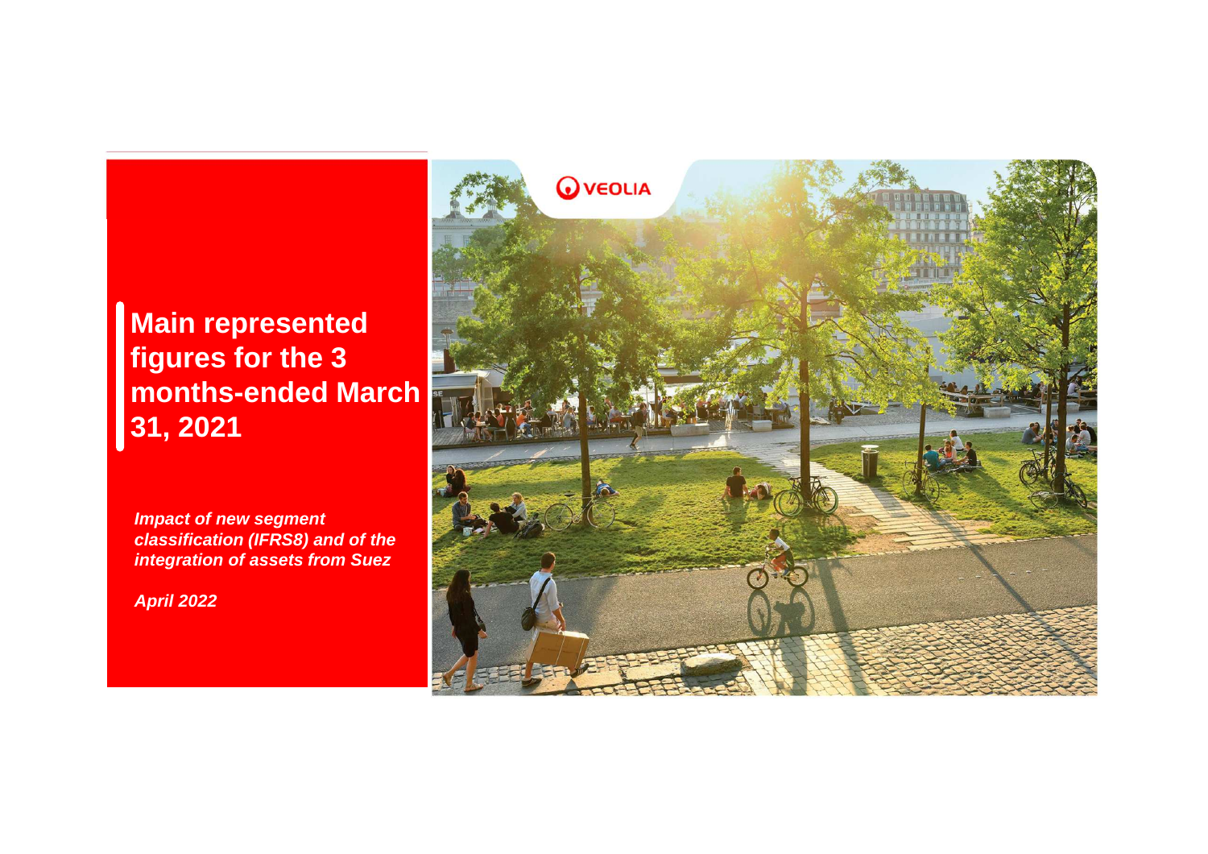# Main represented figures for the 3 months-ended March 31, 2021

***Impact of new segment classification (IFRS8) and of the integration of assets from Suez***

***April 2022***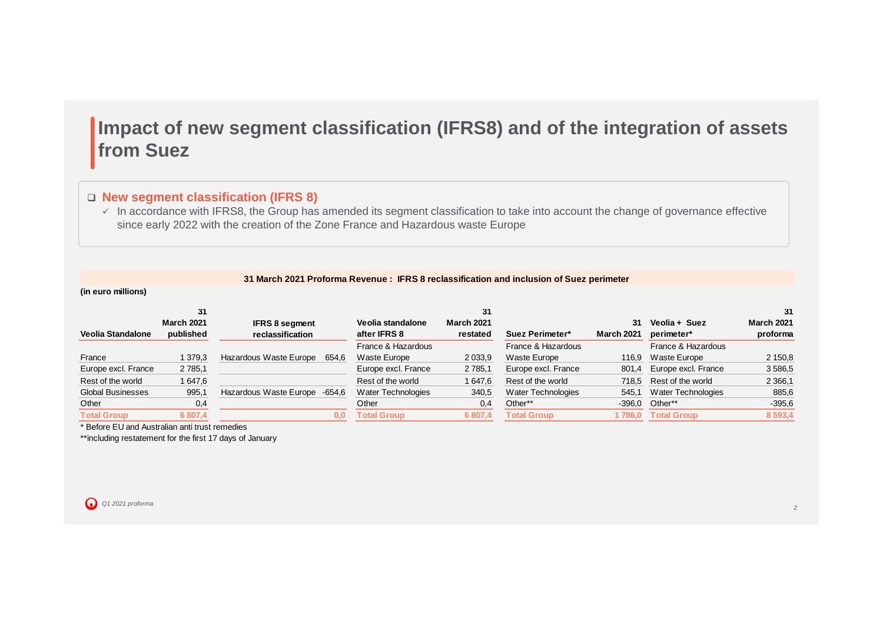# Impact of new segment classification (IFRS8) and of the integration of assets from Suez

## New segment classification (IFRS 8)

- In accordance with IFRS8, the Group has amended its segment classification to take into account the change of governance effective since early 2022 with the creation of the Zone France and Hazardous waste Europe

**31 March 2021 Proforma Revenue : IFRS 8 reclassification and inclusion of Suez perimeter**

**(in euro millions)**

| Veolia Standalone | 31 March 2021 published | IFRS 8 segment reclassification | | Veolia standalone after IFRS 8 | 31 March 2021 restated | Suez Perimeter* | 31 March 2021 | Veolia + Suez perimeter* | 31 March 2021 proforma |
|---|---|---|---|---|---|---|---|---|---|
| France | 1 379,3 | Hazardous Waste Europe | 654,6 | France & Hazardous Waste Europe | 2 033,9 | France & Hazardous Waste Europe | 116,9 | France & Hazardous Waste Europe | 2 150,8 |
| Europe excl. France | 2 785,1 | | | Europe excl. France | 2 785,1 | Europe excl. France | 801,4 | Europe excl. France | 3 586,5 |
| Rest of the world | 1 647,6 | | | Rest of the world | 1 647,6 | Rest of the world | 718,5 | Rest of the world | 2 366,1 |
| Global Businesses | 995,1 | Hazardous Waste Europe | -654,6 | Water Technologies | 340,5 | Water Technologies | 545,1 | Water Technologies | 885,6 |
| Other | 0,4 | | | Other | 0,4 | Other** | -396,0 | Other** | -395,6 |
| **Total Group** | **6 807,4** | | **0,0** | **Total Group** | **6 807,4** | **Total Group** | **1 786,0** | **Total Group** | **8 593,4** |

\* Before EU and Australian anti trust remedies

\*\*including restatement for the first 17 days of January

*Q1 2021 proforma*